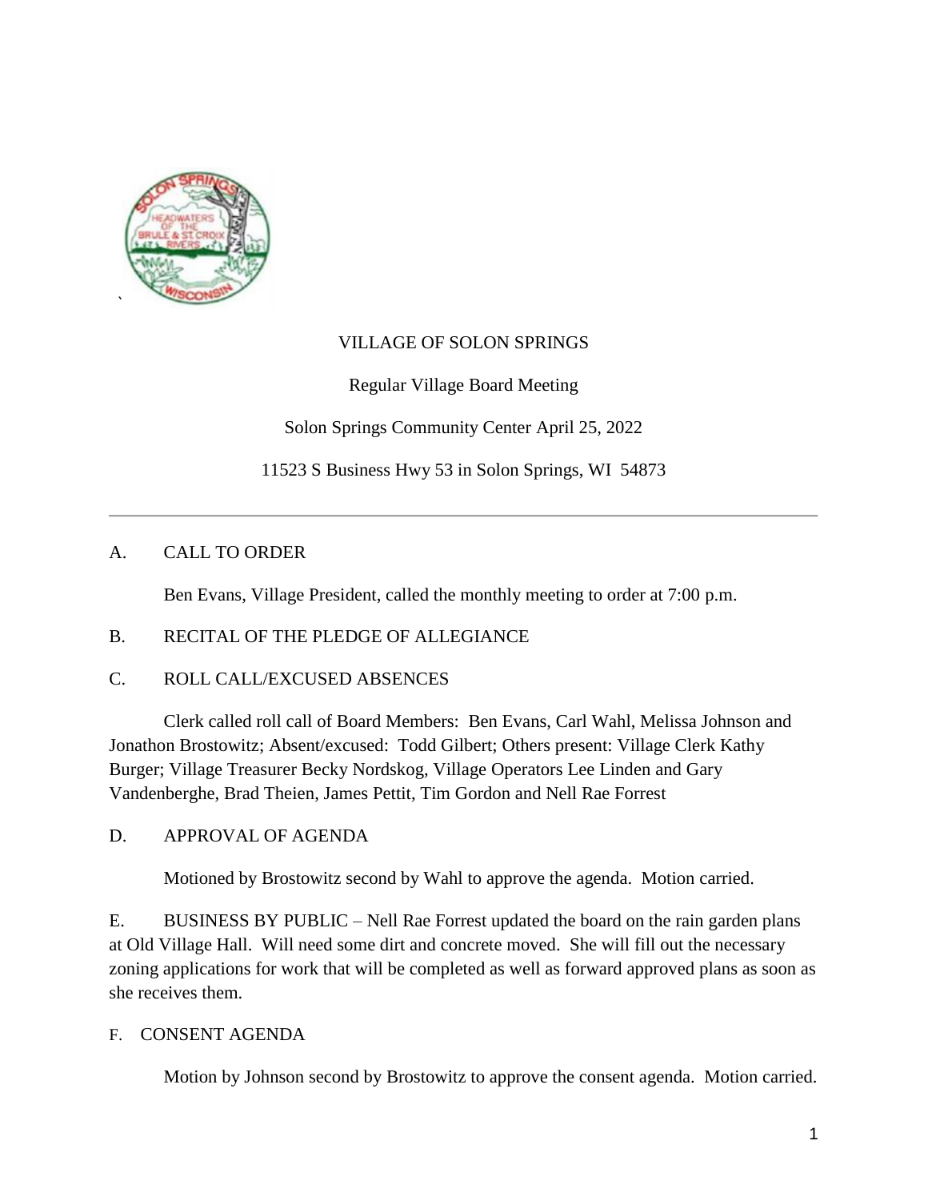VILLAGE OF SOLON SPRINGS

Regular Village Board Meeting

Solon Springs Community Center April 25, 2022

11523 S Business Hwy 53 in Solon Springs, WI 54873

---

A. CALL TO ORDER

Ben Evans, Village President, called the monthly meeting to order at 7:00 p.m.

B. RECITAL OF THE PLEDGE OF ALLEGIANCE

C. ROLL CALL/EXCUSED ABSENCES

Clerk called roll call of Board Members: Ben Evans, Carl Wahl, Melissa Johnson and Jonathon Brostowitz; Absent/excused: Todd Gilbert; Others present: Village Clerk Kathy Burger; Village Treasurer Becky Nordskog, Village Operators Lee Linden and Gary Vandenberghe, Brad Theien, James Pettit, Tim Gordon and Nell Rae Forrest

D. APPROVAL OF AGENDA

Motioned by Brostowitz second by Wahl to approve the agenda. Motion carried.

E. BUSINESS BY PUBLIC – Nell Rae Forrest updated the board on the rain garden plans at Old Village Hall. Will need some dirt and concrete moved. She will fill out the necessary zoning applications for work that will be completed as well as forward approved plans as soon as she receives them.

F. CONSENT AGENDA

Motion by Johnson second by Brostowitz to approve the consent agenda. Motion carried.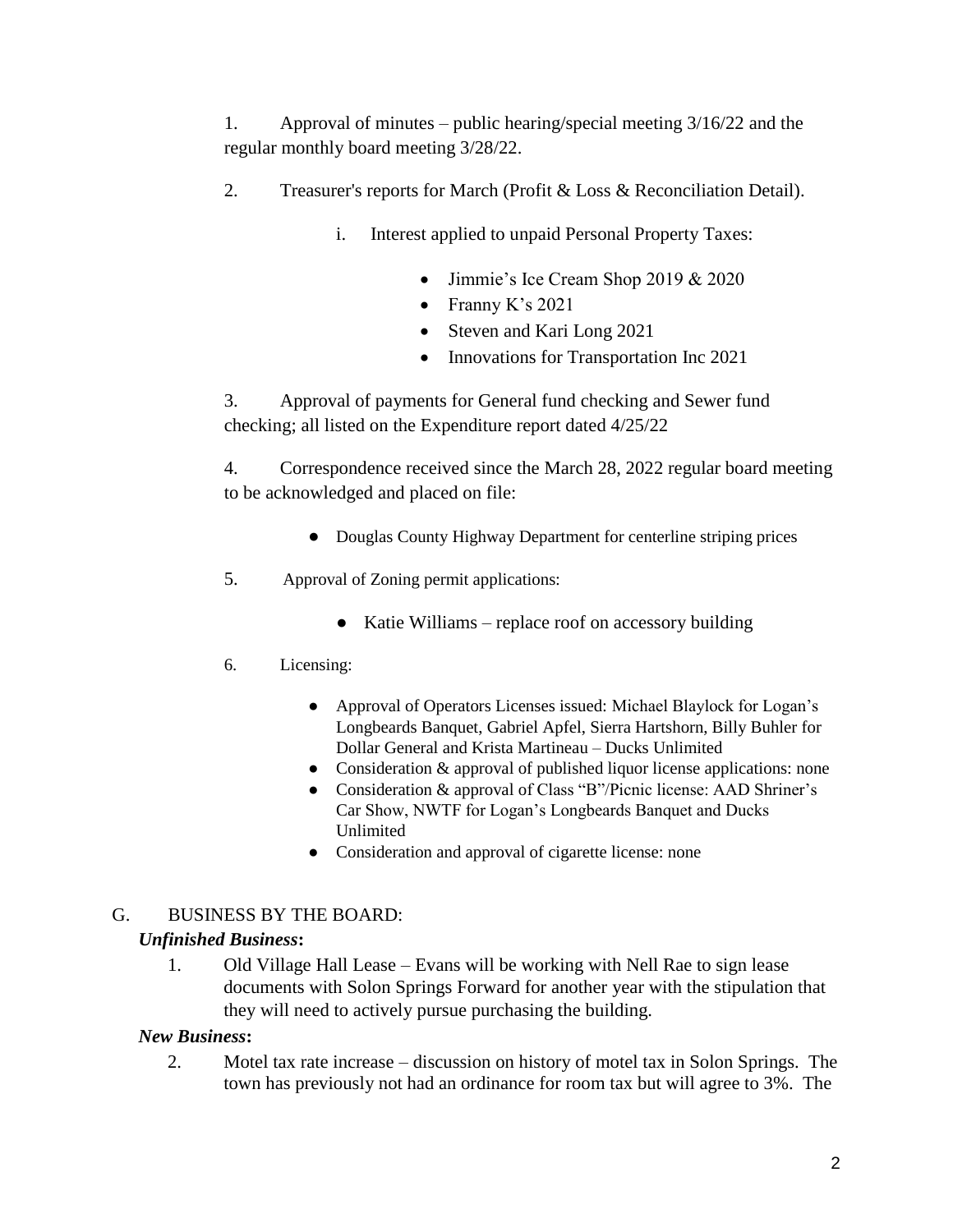1. Approval of minutes – public hearing/special meeting 3/16/22 and the regular monthly board meeting 3/28/22.

2. Treasurer's reports for March (Profit & Loss & Reconciliation Detail).

   i. Interest applied to unpaid Personal Property Taxes:

   - Jimmie's Ice Cream Shop 2019 & 2020
   - Franny K's 2021
   - Steven and Kari Long 2021
   - Innovations for Transportation Inc 2021

3. Approval of payments for General fund checking and Sewer fund checking; all listed on the Expenditure report dated 4/25/22

4. Correspondence received since the March 28, 2022 regular board meeting to be acknowledged and placed on file:

   - Douglas County Highway Department for centerline striping prices

5. Approval of Zoning permit applications:

   - Katie Williams – replace roof on accessory building

6. Licensing:

   - Approval of Operators Licenses issued: Michael Blaylock for Logan's Longbeards Banquet, Gabriel Apfel, Sierra Hartshorn, Billy Buhler for Dollar General and Krista Martineau – Ducks Unlimited
   - Consideration & approval of published liquor license applications: none
   - Consideration & approval of Class "B"/Picnic license: AAD Shriner's Car Show, NWTF for Logan's Longbeards Banquet and Ducks Unlimited
   - Consideration and approval of cigarette license: none

G. BUSINESS BY THE BOARD:

***Unfinished Business*:**

1. Old Village Hall Lease – Evans will be working with Nell Rae to sign lease documents with Solon Springs Forward for another year with the stipulation that they will need to actively pursue purchasing the building.

***New Business*:**

2. Motel tax rate increase – discussion on history of motel tax in Solon Springs. The town has previously not had an ordinance for room tax but will agree to 3%. The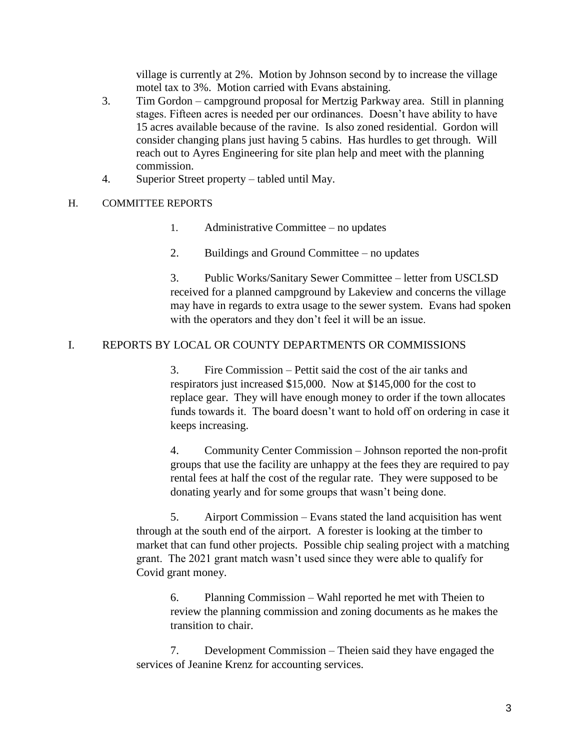village is currently at 2%. Motion by Johnson second by to increase the village motel tax to 3%. Motion carried with Evans abstaining.

3. Tim Gordon – campground proposal for Mertzig Parkway area. Still in planning stages. Fifteen acres is needed per our ordinances. Doesn't have ability to have 15 acres available because of the ravine. Is also zoned residential. Gordon will consider changing plans just having 5 cabins. Has hurdles to get through. Will reach out to Ayres Engineering for site plan help and meet with the planning commission.
4. Superior Street property – tabled until May.

H. COMMITTEE REPORTS

1. Administrative Committee – no updates

2. Buildings and Ground Committee – no updates

3. Public Works/Sanitary Sewer Committee – letter from USCLSD received for a planned campground by Lakeview and concerns the village may have in regards to extra usage to the sewer system. Evans had spoken with the operators and they don't feel it will be an issue.

I. REPORTS BY LOCAL OR COUNTY DEPARTMENTS OR COMMISSIONS

3. Fire Commission – Pettit said the cost of the air tanks and respirators just increased $15,000. Now at $145,000 for the cost to replace gear. They will have enough money to order if the town allocates funds towards it. The board doesn't want to hold off on ordering in case it keeps increasing.

4. Community Center Commission – Johnson reported the non-profit groups that use the facility are unhappy at the fees they are required to pay rental fees at half the cost of the regular rate. They were supposed to be donating yearly and for some groups that wasn't being done.

5. Airport Commission – Evans stated the land acquisition has went through at the south end of the airport. A forester is looking at the timber to market that can fund other projects. Possible chip sealing project with a matching grant. The 2021 grant match wasn't used since they were able to qualify for Covid grant money.

6. Planning Commission – Wahl reported he met with Theien to review the planning commission and zoning documents as he makes the transition to chair.

7. Development Commission – Theien said they have engaged the services of Jeanine Krenz for accounting services.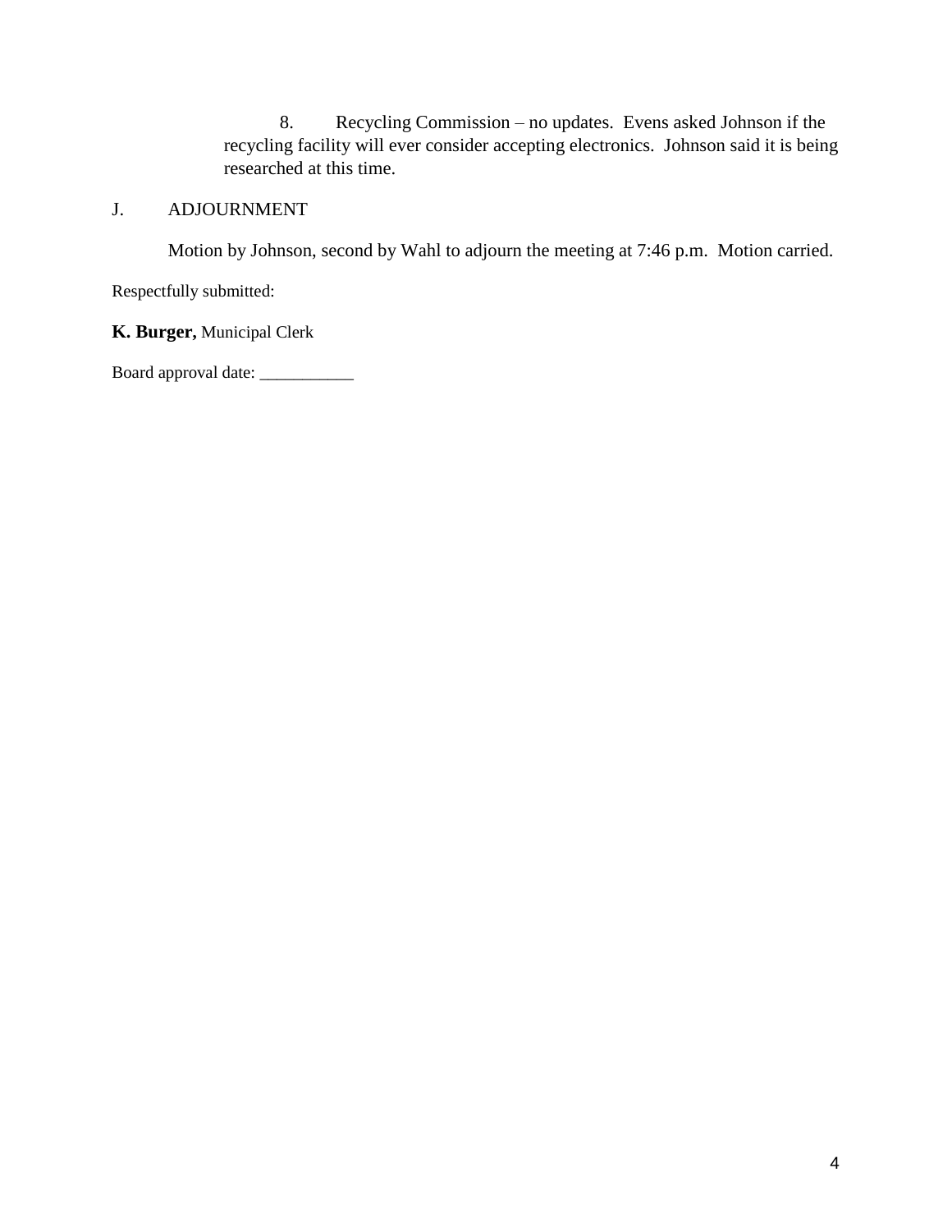8. Recycling Commission – no updates. Evens asked Johnson if the recycling facility will ever consider accepting electronics. Johnson said it is being researched at this time.

J. ADJOURNMENT

Motion by Johnson, second by Wahl to adjourn the meeting at 7:46 p.m. Motion carried.

Respectfully submitted:

**K. Burger,** Municipal Clerk

Board approval date: ___________